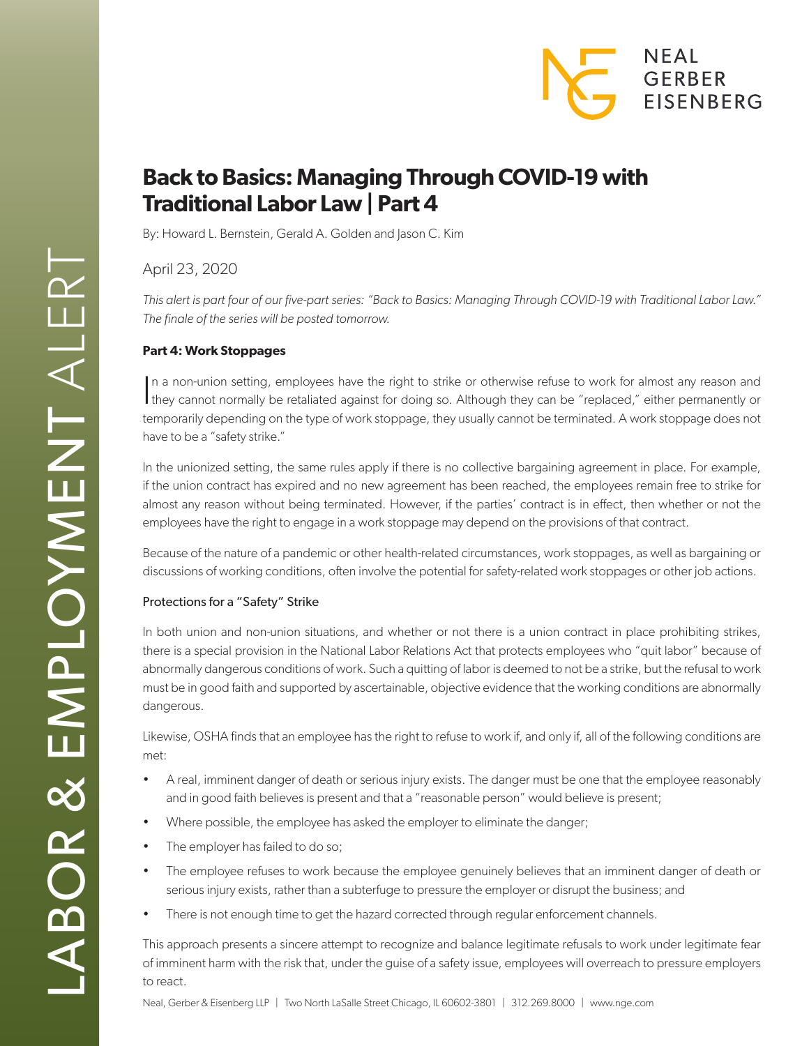# Back to Basics: Managing Through COVID-19 with Traditional Labor Law | Part 4

By: Howard L. Bernstein, Gerald A. Golden and Jason C. Kim

April 23, 2020

*This alert is part four of our five-part series: "Back to Basics: Managing Through COVID-19 with Traditional Labor Law." The finale of the series will be posted tomorrow.*

**Part 4: Work Stoppages**

In a non-union setting, employees have the right to strike or otherwise refuse to work for almost any reason and they cannot normally be retaliated against for doing so. Although they can be "replaced," either permanently or temporarily depending on the type of work stoppage, they usually cannot be terminated. A work stoppage does not have to be a "safety strike."

In the unionized setting, the same rules apply if there is no collective bargaining agreement in place. For example, if the union contract has expired and no new agreement has been reached, the employees remain free to strike for almost any reason without being terminated. However, if the parties' contract is in effect, then whether or not the employees have the right to engage in a work stoppage may depend on the provisions of that contract.

Because of the nature of a pandemic or other health-related circumstances, work stoppages, as well as bargaining or discussions of working conditions, often involve the potential for safety-related work stoppages or other job actions.

### Protections for a "Safety" Strike

In both union and non-union situations, and whether or not there is a union contract in place prohibiting strikes, there is a special provision in the National Labor Relations Act that protects employees who "quit labor" because of abnormally dangerous conditions of work. Such a quitting of labor is deemed to not be a strike, but the refusal to work must be in good faith and supported by ascertainable, objective evidence that the working conditions are abnormally dangerous.

Likewise, OSHA finds that an employee has the right to refuse to work if, and only if, all of the following conditions are met:

- A real, imminent danger of death or serious injury exists. The danger must be one that the employee reasonably and in good faith believes is present and that a "reasonable person" would believe is present;
- Where possible, the employee has asked the employer to eliminate the danger;
- The employer has failed to do so;
- The employee refuses to work because the employee genuinely believes that an imminent danger of death or serious injury exists, rather than a subterfuge to pressure the employer or disrupt the business; and
- There is not enough time to get the hazard corrected through regular enforcement channels.

This approach presents a sincere attempt to recognize and balance legitimate refusals to work under legitimate fear of imminent harm with the risk that, under the guise of a safety issue, employees will overreach to pressure employers to react.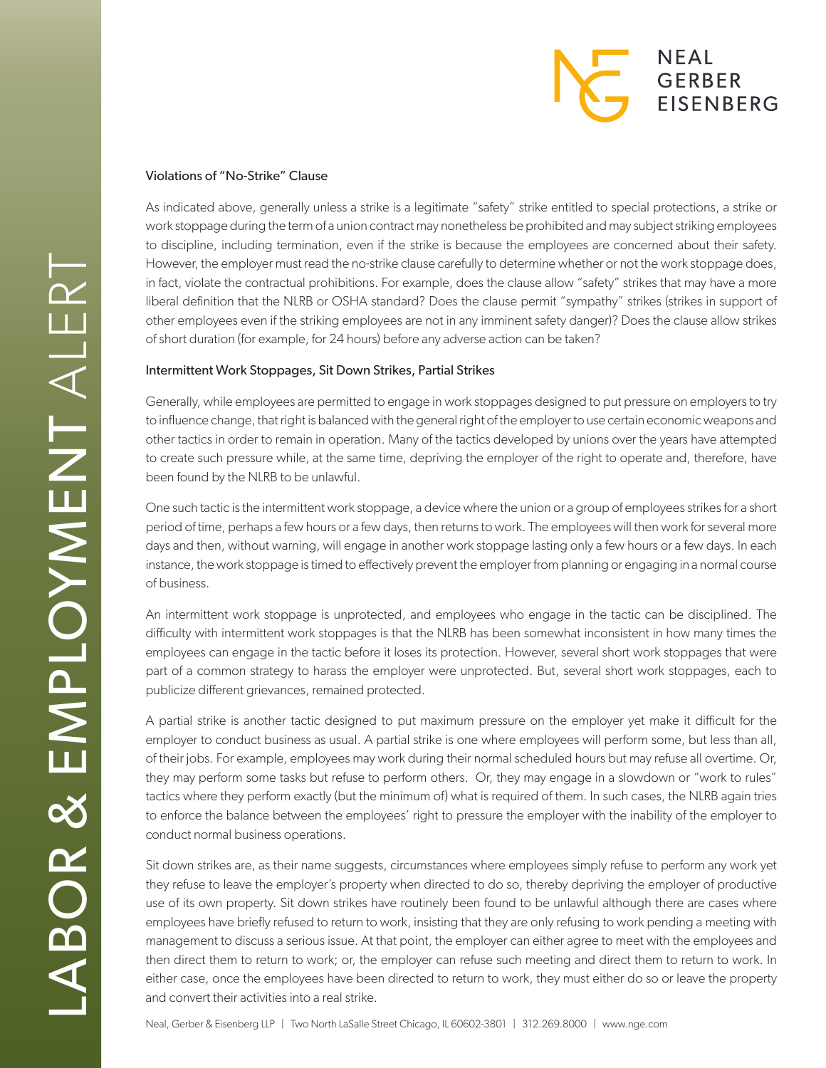### Violations of "No-Strike" Clause

As indicated above, generally unless a strike is a legitimate "safety" strike entitled to special protections, a strike or work stoppage during the term of a union contract may nonetheless be prohibited and may subject striking employees to discipline, including termination, even if the strike is because the employees are concerned about their safety. However, the employer must read the no-strike clause carefully to determine whether or not the work stoppage does, in fact, violate the contractual prohibitions. For example, does the clause allow "safety" strikes that may have a more liberal definition that the NLRB or OSHA standard? Does the clause permit "sympathy" strikes (strikes in support of other employees even if the striking employees are not in any imminent safety danger)? Does the clause allow strikes of short duration (for example, for 24 hours) before any adverse action can be taken?

### Intermittent Work Stoppages, Sit Down Strikes, Partial Strikes

Generally, while employees are permitted to engage in work stoppages designed to put pressure on employers to try to influence change, that right is balanced with the general right of the employer to use certain economic weapons and other tactics in order to remain in operation. Many of the tactics developed by unions over the years have attempted to create such pressure while, at the same time, depriving the employer of the right to operate and, therefore, have been found by the NLRB to be unlawful.

One such tactic is the intermittent work stoppage, a device where the union or a group of employees strikes for a short period of time, perhaps a few hours or a few days, then returns to work. The employees will then work for several more days and then, without warning, will engage in another work stoppage lasting only a few hours or a few days. In each instance, the work stoppage is timed to effectively prevent the employer from planning or engaging in a normal course of business.

An intermittent work stoppage is unprotected, and employees who engage in the tactic can be disciplined. The difficulty with intermittent work stoppages is that the NLRB has been somewhat inconsistent in how many times the employees can engage in the tactic before it loses its protection. However, several short work stoppages that were part of a common strategy to harass the employer were unprotected. But, several short work stoppages, each to publicize different grievances, remained protected.

A partial strike is another tactic designed to put maximum pressure on the employer yet make it difficult for the employer to conduct business as usual. A partial strike is one where employees will perform some, but less than all, of their jobs. For example, employees may work during their normal scheduled hours but may refuse all overtime. Or, they may perform some tasks but refuse to perform others. Or, they may engage in a slowdown or "work to rules" tactics where they perform exactly (but the minimum of) what is required of them. In such cases, the NLRB again tries to enforce the balance between the employees' right to pressure the employer with the inability of the employer to conduct normal business operations.

Sit down strikes are, as their name suggests, circumstances where employees simply refuse to perform any work yet they refuse to leave the employer's property when directed to do so, thereby depriving the employer of productive use of its own property. Sit down strikes have routinely been found to be unlawful although there are cases where employees have briefly refused to return to work, insisting that they are only refusing to work pending a meeting with management to discuss a serious issue. At that point, the employer can either agree to meet with the employees and then direct them to return to work; or, the employer can refuse such meeting and direct them to return to work. In either case, once the employees have been directed to return to work, they must either do so or leave the property and convert their activities into a real strike.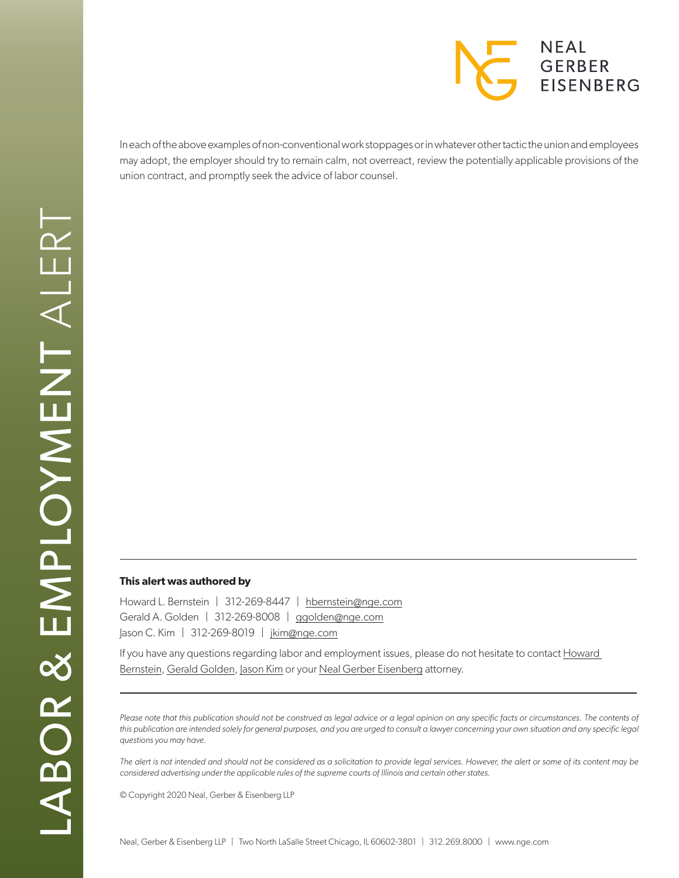In each of the above examples of non-conventional work stoppages or in whatever other tactic the union and employees may adopt, the employer should try to remain calm, not overreact, review the potentially applicable provisions of the union contract, and promptly seek the advice of labor counsel.

---

**This alert was authored by**

Howard L. Bernstein | 312-269-8447 | hbernstein@nge.com
Gerald A. Golden | 312-269-8008 | ggolden@nge.com
Jason C. Kim | 312-269-8019 | jkim@nge.com

If you have any questions regarding labor and employment issues, please do not hesitate to contact Howard Bernstein, Gerald Golden, Jason Kim or your Neal Gerber Eisenberg attorney.

---

*Please note that this publication should not be construed as legal advice or a legal opinion on any specific facts or circumstances. The contents of this publication are intended solely for general purposes, and you are urged to consult a lawyer concerning your own situation and any specific legal questions you may have.*

*The alert is not intended and should not be considered as a solicitation to provide legal services. However, the alert or some of its content may be considered advertising under the applicable rules of the supreme courts of Illinois and certain other states.*

© Copyright 2020 Neal, Gerber & Eisenberg LLP